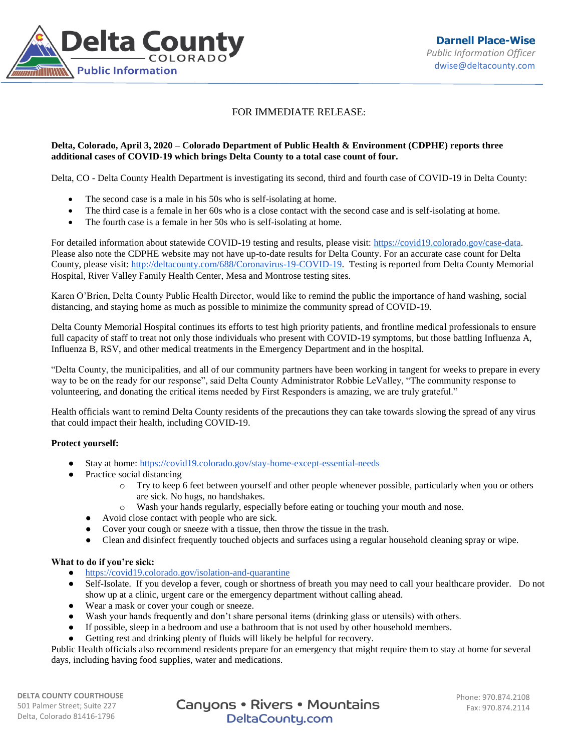Delta County
COLORADO
Public Information

**Darnell Place-Wise**
*Public Information Officer*
dwise@deltacounty.com

FOR IMMEDIATE RELEASE:

**Delta, Colorado, April 3, 2020 – Colorado Department of Public Health & Environment (CDPHE) reports three additional cases of COVID-19 which brings Delta County to a total case count of four.**

Delta, CO - Delta County Health Department is investigating its second, third and fourth case of COVID-19 in Delta County:

- The second case is a male in his 50s who is self-isolating at home.
- The third case is a female in her 60s who is a close contact with the second case and is self-isolating at home.
- The fourth case is a female in her 50s who is self-isolating at home.

For detailed information about statewide COVID-19 testing and results, please visit: https://covid19.colorado.gov/case-data. Please also note the CDPHE website may not have up-to-date results for Delta County. For an accurate case count for Delta County, please visit: http://deltacounty.com/688/Coronavirus-19-COVID-19. Testing is reported from Delta County Memorial Hospital, River Valley Family Health Center, Mesa and Montrose testing sites.

Karen O'Brien, Delta County Public Health Director, would like to remind the public the importance of hand washing, social distancing, and staying home as much as possible to minimize the community spread of COVID-19.

Delta County Memorial Hospital continues its efforts to test high priority patients, and frontline medical professionals to ensure full capacity of staff to treat not only those individuals who present with COVID-19 symptoms, but those battling Influenza A, Influenza B, RSV, and other medical treatments in the Emergency Department and in the hospital.

"Delta County, the municipalities, and all of our community partners have been working in tangent for weeks to prepare in every way to be on the ready for our response", said Delta County Administrator Robbie LeValley, "The community response to volunteering, and donating the critical items needed by First Responders is amazing, we are truly grateful."

Health officials want to remind Delta County residents of the precautions they can take towards slowing the spread of any virus that could impact their health, including COVID-19.

**Protect yourself:**

- Stay at home: https://covid19.colorado.gov/stay-home-except-essential-needs
- Practice social distancing
  - Try to keep 6 feet between yourself and other people whenever possible, particularly when you or others are sick. No hugs, no handshakes.
  - Wash your hands regularly, especially before eating or touching your mouth and nose.
- Avoid close contact with people who are sick.
- Cover your cough or sneeze with a tissue, then throw the tissue in the trash.
- Clean and disinfect frequently touched objects and surfaces using a regular household cleaning spray or wipe.

**What to do if you're sick:**

- https://covid19.colorado.gov/isolation-and-quarantine
- Self-Isolate. If you develop a fever, cough or shortness of breath you may need to call your healthcare provider. Do not show up at a clinic, urgent care or the emergency department without calling ahead.
- Wear a mask or cover your cough or sneeze.
- Wash your hands frequently and don't share personal items (drinking glass or utensils) with others.
- If possible, sleep in a bedroom and use a bathroom that is not used by other household members.
- Getting rest and drinking plenty of fluids will likely be helpful for recovery.

Public Health officials also recommend residents prepare for an emergency that might require them to stay at home for several days, including having food supplies, water and medications.

DELTA COUNTY COURTHOUSE
501 Palmer Street; Suite 227
Delta, Colorado 81416-1796

Canyons • Rivers • Mountains
DeltaCounty.com

Phone: 970.874.2108
Fax: 970.874.2114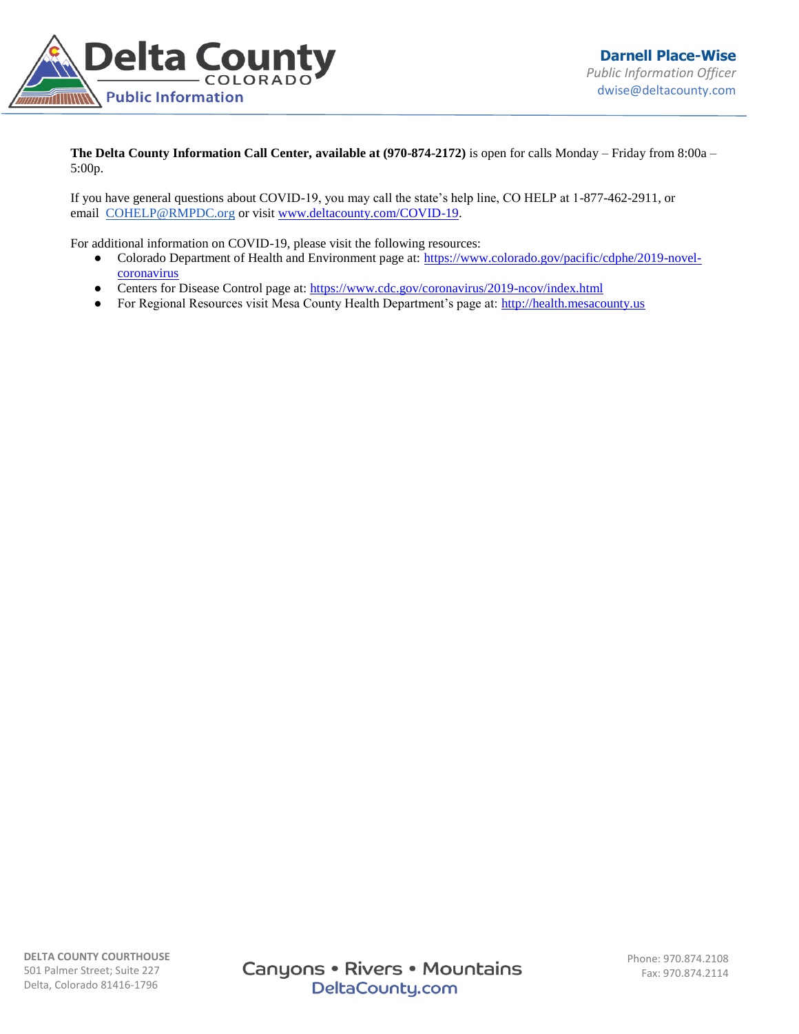**The Delta County Information Call Center, available at (970-874-2172)** is open for calls Monday – Friday from 8:00a – 5:00p.

If you have general questions about COVID-19, you may call the state's help line, CO HELP at 1-877-462-2911, or email COHELP@RMPDC.org or visit www.deltacounty.com/COVID-19.

For additional information on COVID-19, please visit the following resources:

- Colorado Department of Health and Environment page at: https://www.colorado.gov/pacific/cdphe/2019-novel-coronavirus
- Centers for Disease Control page at: https://www.cdc.gov/coronavirus/2019-ncov/index.html
- For Regional Resources visit Mesa County Health Department's page at: http://health.mesacounty.us